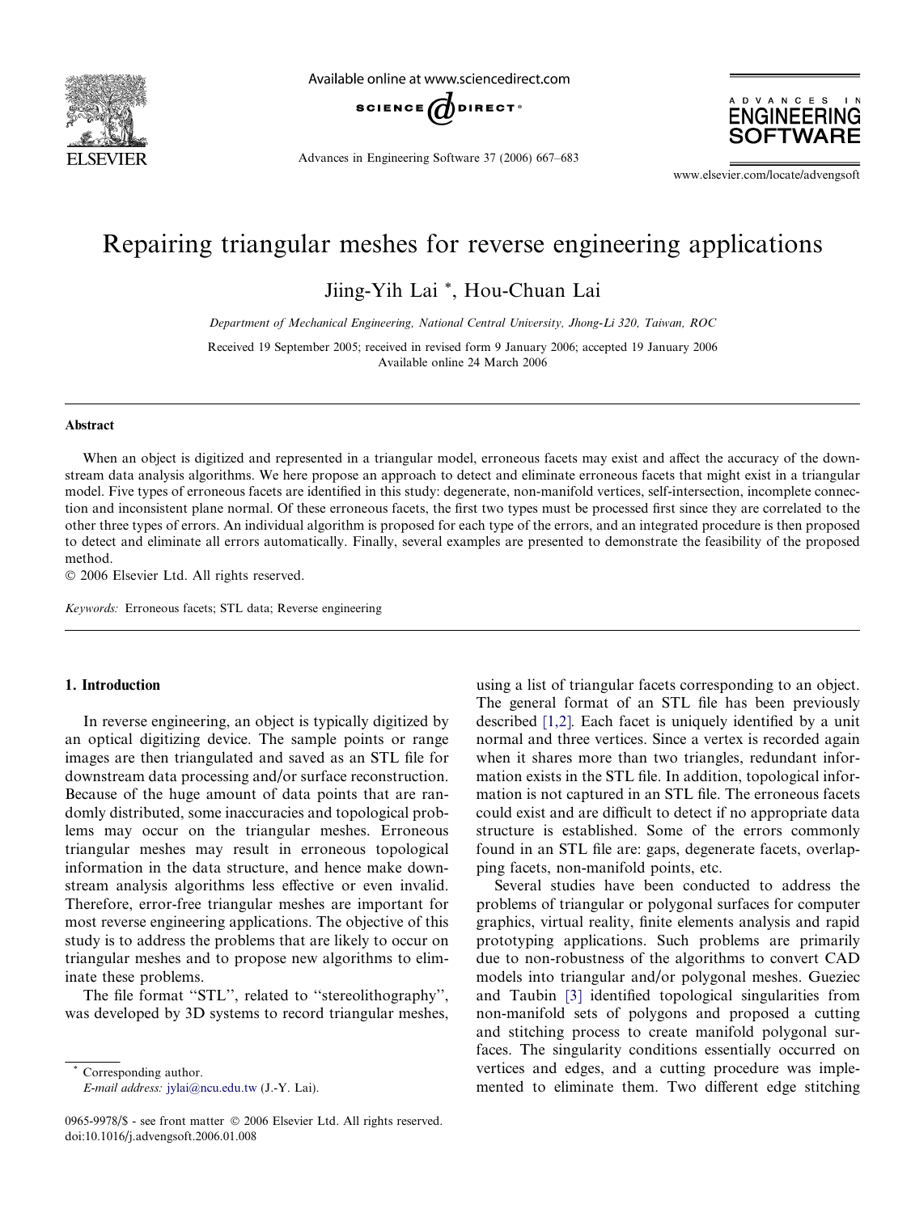// Source: page 1 of 3, document 320dacc4a049

# Repairing triangular meshes for reverse engineering applications

Jiing-Yih Lai *, Hou-Chuan Lai

*Department of Mechanical Engineering, National Central University, Jhong-Li 320, Taiwan, ROC*

Received 19 September 2005; received in revised form 9 January 2006; accepted 19 January 2006
Available online 24 March 2006

## Abstract

When an object is digitized and represented in a triangular model, erroneous facets may exist and affect the accuracy of the downstream data analysis algorithms. We here propose an approach to detect and eliminate erroneous facets that might exist in a triangular model. Five types of erroneous facets are identified in this study: degenerate, non-manifold vertices, self-intersection, incomplete connection and inconsistent plane normal. Of these erroneous facets, the first two types must be processed first since they are correlated to the other three types of errors. An individual algorithm is proposed for each type of the errors, and an integrated procedure is then proposed to detect and eliminate all errors automatically. Finally, several examples are presented to demonstrate the feasibility of the proposed method.

© 2006 Elsevier Ltd. All rights reserved.

*Keywords:* Erroneous facets; STL data; Reverse engineering

## 1. Introduction

In reverse engineering, an object is typically digitized by an optical digitizing device. The sample points or range images are then triangulated and saved as an STL file for downstream data processing and/or surface reconstruction. Because of the huge amount of data points that are randomly distributed, some inaccuracies and topological problems may occur on the triangular meshes. Erroneous triangular meshes may result in erroneous topological information in the data structure, and hence make downstream analysis algorithms less effective or even invalid. Therefore, error-free triangular meshes are important for most reverse engineering applications. The objective of this study is to address the problems that are likely to occur on triangular meshes and to propose new algorithms to eliminate these problems.

The file format "STL", related to "stereolithography", was developed by 3D systems to record triangular meshes, using a list of triangular facets corresponding to an object. The general format of an STL file has been previously described [1,2]. Each facet is uniquely identified by a unit normal and three vertices. Since a vertex is recorded again when it shares more than two triangles, redundant information exists in the STL file. In addition, topological information is not captured in an STL file. The erroneous facets could exist and are difficult to detect if no appropriate data structure is established. Some of the errors commonly found in an STL file are: gaps, degenerate facets, overlapping facets, non-manifold points, etc.

Several studies have been conducted to address the problems of triangular or polygonal surfaces for computer graphics, virtual reality, finite elements analysis and rapid prototyping applications. Such problems are primarily due to non-robustness of the algorithms to convert CAD models into triangular and/or polygonal meshes. Gueziec and Taubin [3] identified topological singularities from non-manifold sets of polygons and proposed a cutting and stitching process to create manifold polygonal surfaces. The singularity conditions essentially occurred on vertices and edges, and a cutting procedure was implemented to eliminate them. Two different edge stitching

---

* Corresponding author.
E-mail address: jylai@ncu.edu.tw (J.-Y. Lai).

0965-9978/$ - see front matter © 2006 Elsevier Ltd. All rights reserved.
doi:10.1016/j.advengsoft.2006.01.008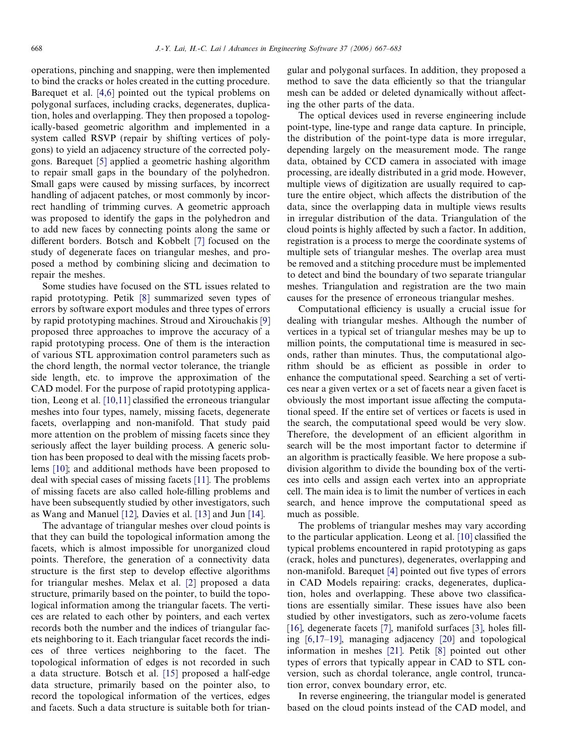operations, pinching and snapping, were then implemented to bind the cracks or holes created in the cutting procedure. Barequet et al. [4,6] pointed out the typical problems on polygonal surfaces, including cracks, degenerates, duplication, holes and overlapping. They then proposed a topologically-based geometric algorithm and implemented in a system called RSVP (repair by shifting vertices of polygons) to yield an adjacency structure of the corrected polygons. Barequet [5] applied a geometric hashing algorithm to repair small gaps in the boundary of the polyhedron. Small gaps were caused by missing surfaces, by incorrect handling of adjacent patches, or most commonly by incorrect handling of trimming curves. A geometric approach was proposed to identify the gaps in the polyhedron and to add new faces by connecting points along the same or different borders. Botsch and Kobbelt [7] focused on the study of degenerate faces on triangular meshes, and proposed a method by combining slicing and decimation to repair the meshes.

Some studies have focused on the STL issues related to rapid prototyping. Petik [8] summarized seven types of errors by software export modules and three types of errors by rapid prototyping machines. Stroud and Xirouchakis [9] proposed three approaches to improve the accuracy of a rapid prototyping process. One of them is the interaction of various STL approximation control parameters such as the chord length, the normal vector tolerance, the triangle side length, etc. to improve the approximation of the CAD model. For the purpose of rapid prototyping application, Leong et al. [10,11] classified the erroneous triangular meshes into four types, namely, missing facets, degenerate facets, overlapping and non-manifold. That study paid more attention on the problem of missing facets since they seriously affect the layer building process. A generic solution has been proposed to deal with the missing facets problems [10]; and additional methods have been proposed to deal with special cases of missing facets [11]. The problems of missing facets are also called hole-filling problems and have been subsequently studied by other investigators, such as Wang and Manuel [12], Davies et al. [13] and Jun [14].

The advantage of triangular meshes over cloud points is that they can build the topological information among the facets, which is almost impossible for unorganized cloud points. Therefore, the generation of a connectivity data structure is the first step to develop effective algorithms for triangular meshes. Melax et al. [2] proposed a data structure, primarily based on the pointer, to build the topological information among the triangular facets. The vertices are related to each other by pointers, and each vertex records both the number and the indices of triangular facets neighboring to it. Each triangular facet records the indices of three vertices neighboring to the facet. The topological information of edges is not recorded in such a data structure. Botsch et al. [15] proposed a half-edge data structure, primarily based on the pointer also, to record the topological information of the vertices, edges and facets. Such a data structure is suitable both for triangular and polygonal surfaces. In addition, they proposed a method to save the data efficiently so that the triangular mesh can be added or deleted dynamically without affecting the other parts of the data.

The optical devices used in reverse engineering include point-type, line-type and range data capture. In principle, the distribution of the point-type data is more irregular, depending largely on the measurement mode. The range data, obtained by CCD camera in associated with image processing, are ideally distributed in a grid mode. However, multiple views of digitization are usually required to capture the entire object, which affects the distribution of the data, since the overlapping data in multiple views results in irregular distribution of the data. Triangulation of the cloud points is highly affected by such a factor. In addition, registration is a process to merge the coordinate systems of multiple sets of triangular meshes. The overlap area must be removed and a stitching procedure must be implemented to detect and bind the boundary of two separate triangular meshes. Triangulation and registration are the two main causes for the presence of erroneous triangular meshes.

Computational efficiency is usually a crucial issue for dealing with triangular meshes. Although the number of vertices in a typical set of triangular meshes may be up to million points, the computational time is measured in seconds, rather than minutes. Thus, the computational algorithm should be as efficient as possible in order to enhance the computational speed. Searching a set of vertices near a given vertex or a set of facets near a given facet is obviously the most important issue affecting the computational speed. If the entire set of vertices or facets is used in the search, the computational speed would be very slow. Therefore, the development of an efficient algorithm in search will be the most important factor to determine if an algorithm is practically feasible. We here propose a subdivision algorithm to divide the bounding box of the vertices into cells and assign each vertex into an appropriate cell. The main idea is to limit the number of vertices in each search, and hence improve the computational speed as much as possible.

The problems of triangular meshes may vary according to the particular application. Leong et al. [10] classified the typical problems encountered in rapid prototyping as gaps (crack, holes and punctures), degenerates, overlapping and non-manifold. Barequet [4] pointed out five types of errors in CAD Models repairing: cracks, degenerates, duplication, holes and overlapping. These above two classifications are essentially similar. These issues have also been studied by other investigators, such as zero-volume facets [16], degenerate facets [7], manifold surfaces [3], holes filling [6,17–19], managing adjacency [20] and topological information in meshes [21]. Petik [8] pointed out other types of errors that typically appear in CAD to STL conversion, such as chordal tolerance, angle control, truncation error, convex boundary error, etc.

In reverse engineering, the triangular model is generated based on the cloud points instead of the CAD model, and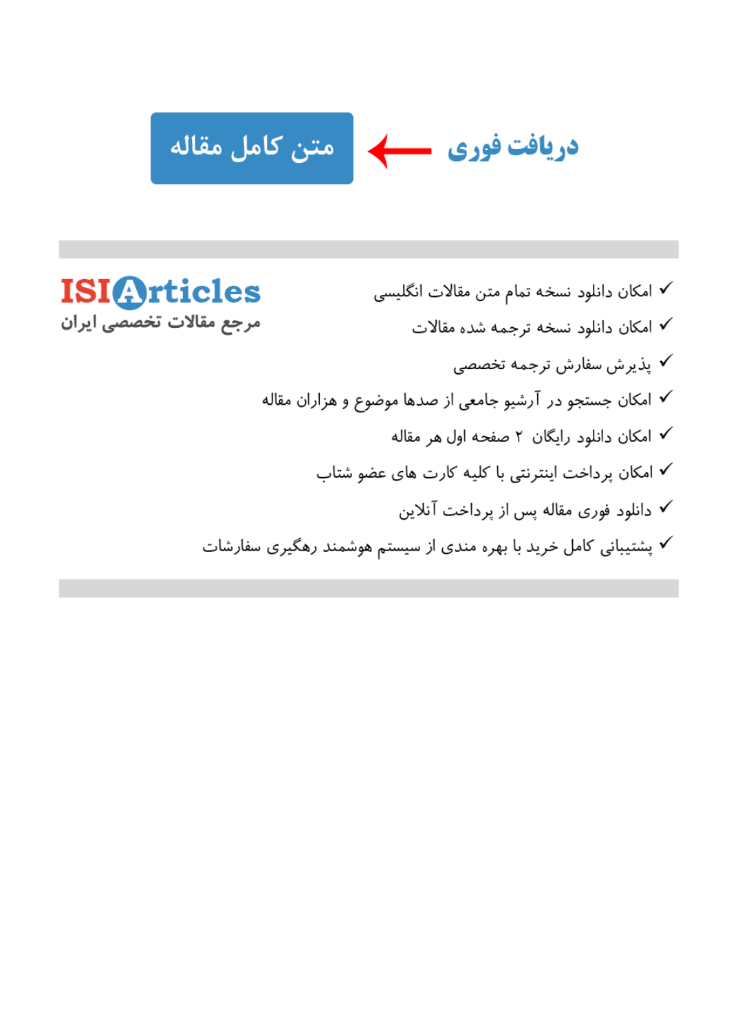دریافت فوری ← **متن کامل مقاله**

**ISIArticles**
مرجع مقالات تخصصی ایران

- ✓ امکان دانلود نسخه تمام متن مقالات انگلیسی
- ✓ امکان دانلود نسخه ترجمه شده مقالات
- ✓ پذیرش سفارش ترجمه تخصصی
- ✓ امکان جستجو در آرشیو جامعی از صدها موضوع و هزاران مقاله
- ✓ امکان دانلود رایگان ۲ صفحه اول هر مقاله
- ✓ امکان پرداخت اینترنتی با کلیه کارت های عضو شتاب
- ✓ دانلود فوری مقاله پس از پرداخت آنلاین
- ✓ پشتیبانی کامل خرید با بهره مندی از سیستم هوشمند رهگیری سفارشات